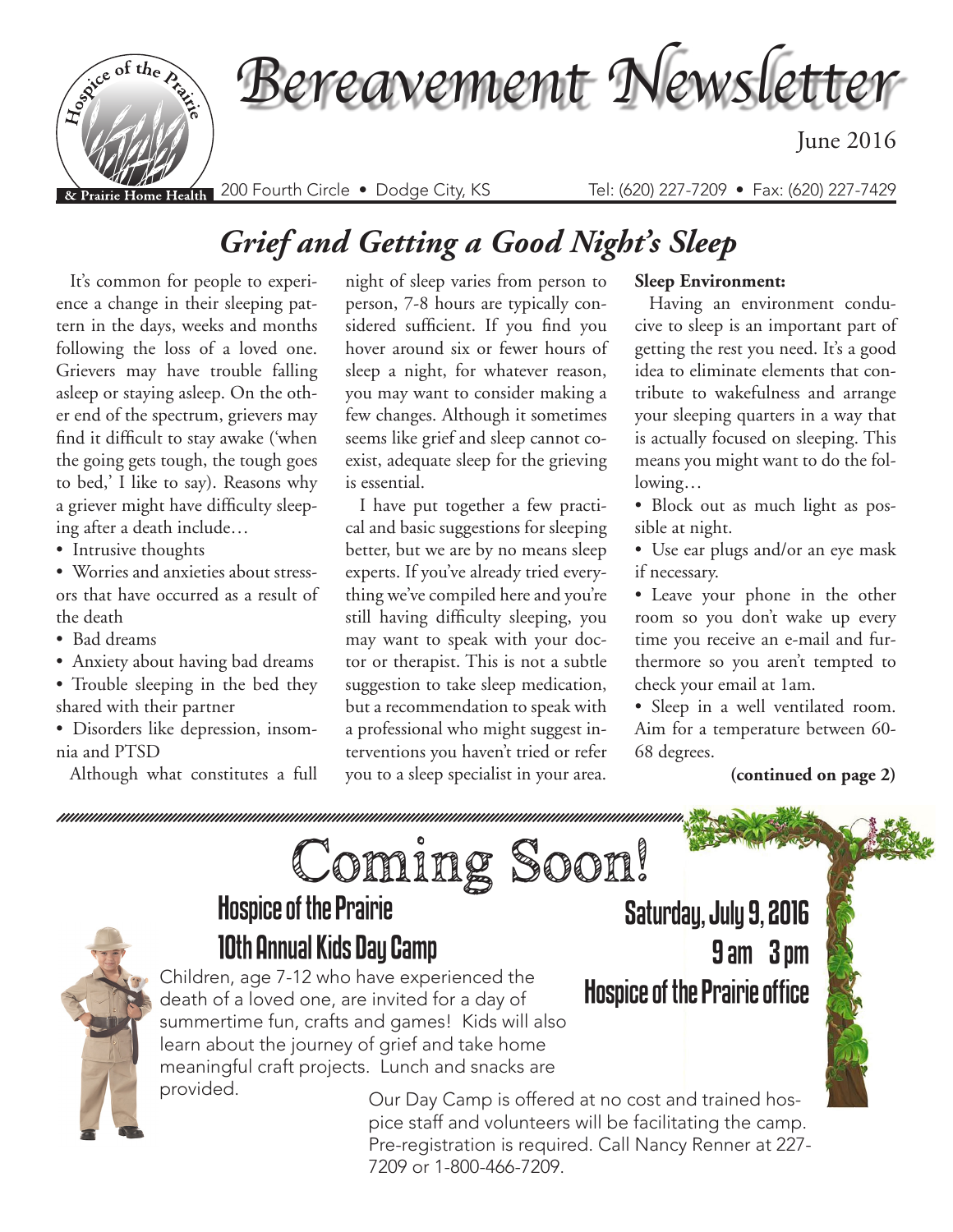# Bereavement Newsletter

June 2016

Hospice of the Prairie & Prairie Home Health

200 Fourth Circle • Dodge City, KS    Tel: (620) 227-7209 • Fax: (620) 227-7429

## *Grief and Getting a Good Night's Sleep*

It's common for people to experience a change in their sleeping pattern in the days, weeks and months following the loss of a loved one. Grievers may have trouble falling asleep or staying asleep. On the other end of the spectrum, grievers may find it difficult to stay awake ('when the going gets tough, the tough goes to bed,' I like to say). Reasons why a griever might have difficulty sleeping after a death include…

- Intrusive thoughts
- Worries and anxieties about stressors that have occurred as a result of the death
- Bad dreams
- Anxiety about having bad dreams
- Trouble sleeping in the bed they shared with their partner
- Disorders like depression, insomnia and PTSD

Although what constitutes a full night of sleep varies from person to person, 7-8 hours are typically considered sufficient. If you find you hover around six or fewer hours of sleep a night, for whatever reason, you may want to consider making a few changes. Although it sometimes seems like grief and sleep cannot coexist, adequate sleep for the grieving is essential.

I have put together a few practical and basic suggestions for sleeping better, but we are by no means sleep experts. If you've already tried everything we've compiled here and you're still having difficulty sleeping, you may want to speak with your doctor or therapist. This is not a subtle suggestion to take sleep medication, but a recommendation to speak with a professional who might suggest interventions you haven't tried or refer you to a sleep specialist in your area.

**Sleep Environment:**

Having an environment conducive to sleep is an important part of getting the rest you need. It's a good idea to eliminate elements that contribute to wakefulness and arrange your sleeping quarters in a way that is actually focused on sleeping. This means you might want to do the following…

- Block out as much light as possible at night.
- Use ear plugs and/or an eye mask if necessary.
- Leave your phone in the other room so you don't wake up every time you receive an e-mail and furthermore so you aren't tempted to check your email at 1am.
- Sleep in a well ventilated room. Aim for a temperature between 60-68 degrees.

**(continued on page 2)**

# Coming Soon!

## Hospice of the Prairie 10th Annual Kids Day Camp

**Saturday, July 9, 2016**
**9 am 3 pm**
**Hospice of the Prairie office**

Children, age 7-12 who have experienced the death of a loved one, are invited for a day of summertime fun, crafts and games! Kids will also learn about the journey of grief and take home meaningful craft projects. Lunch and snacks are provided.

Our Day Camp is offered at no cost and trained hospice staff and volunteers will be facilitating the camp. Pre-registration is required. Call Nancy Renner at 227-7209 or 1-800-466-7209.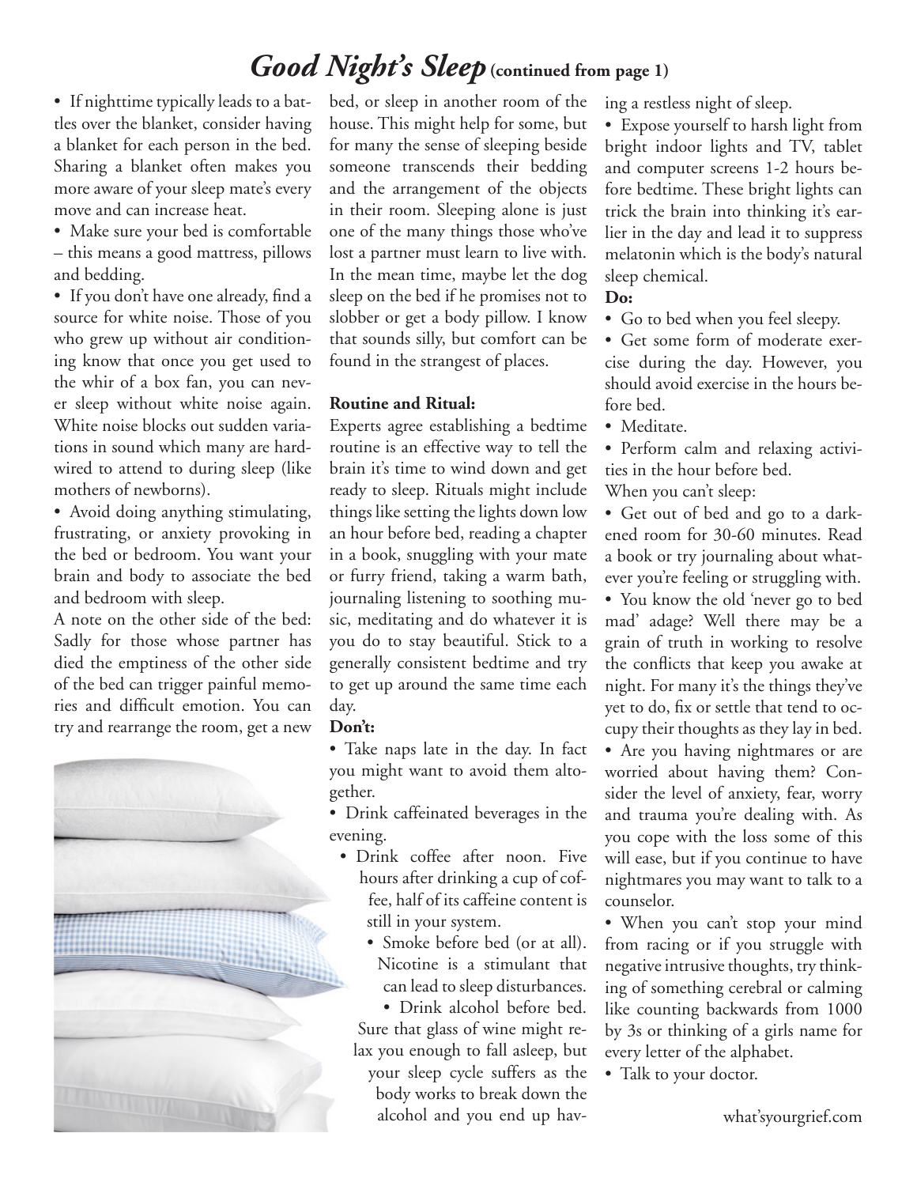# *Good Night's Sleep* (continued from page 1)

- If nighttime typically leads to a battles over the blanket, consider having a blanket for each person in the bed. Sharing a blanket often makes you more aware of your sleep mate's every move and can increase heat.
- Make sure your bed is comfortable – this means a good mattress, pillows and bedding.
- If you don't have one already, find a source for white noise. Those of you who grew up without air conditioning know that once you get used to the whir of a box fan, you can never sleep without white noise again. White noise blocks out sudden variations in sound which many are hardwired to attend to during sleep (like mothers of newborns).
- Avoid doing anything stimulating, frustrating, or anxiety provoking in the bed or bedroom. You want your brain and body to associate the bed and bedroom with sleep.

A note on the other side of the bed: Sadly for those whose partner has died the emptiness of the other side of the bed can trigger painful memories and difficult emotion. You can try and rearrange the room, get a new bed, or sleep in another room of the house. This might help for some, but for many the sense of sleeping beside someone transcends their bedding and the arrangement of the objects in their room. Sleeping alone is just one of the many things those who've lost a partner must learn to live with. In the mean time, maybe let the dog sleep on the bed if he promises not to slobber or get a body pillow. I know that sounds silly, but comfort can be found in the strangest of places.

**Routine and Ritual:**

Experts agree establishing a bedtime routine is an effective way to tell the brain it's time to wind down and get ready to sleep. Rituals might include things like setting the lights down low an hour before bed, reading a chapter in a book, snuggling with your mate or furry friend, taking a warm bath, journaling listening to soothing music, meditating and do whatever it is you do to stay beautiful. Stick to a generally consistent bedtime and try to get up around the same time each day.

**Don't:**

- Take naps late in the day. In fact you might want to avoid them altogether.
- Drink caffeinated beverages in the evening.
- Drink coffee after noon. Five hours after drinking a cup of coffee, half of its caffeine content is still in your system.
- Smoke before bed (or at all). Nicotine is a stimulant that can lead to sleep disturbances.
- Drink alcohol before bed. Sure that glass of wine might relax you enough to fall asleep, but your sleep cycle suffers as the body works to break down the alcohol and you end up having a restless night of sleep.
- Expose yourself to harsh light from bright indoor lights and TV, tablet and computer screens 1-2 hours before bedtime. These bright lights can trick the brain into thinking it's earlier in the day and lead it to suppress melatonin which is the body's natural sleep chemical.

**Do:**

- Go to bed when you feel sleepy.
- Get some form of moderate exercise during the day. However, you should avoid exercise in the hours before bed.
- Meditate.
- Perform calm and relaxing activities in the hour before bed.

When you can't sleep:

- Get out of bed and go to a darkened room for 30-60 minutes. Read a book or try journaling about whatever you're feeling or struggling with.
- You know the old 'never go to bed mad' adage? Well there may be a grain of truth in working to resolve the conflicts that keep you awake at night. For many it's the things they've yet to do, fix or settle that tend to occupy their thoughts as they lay in bed.
- Are you having nightmares or are worried about having them? Consider the level of anxiety, fear, worry and trauma you're dealing with. As you cope with the loss some of this will ease, but if you continue to have nightmares you may want to talk to a counselor.
- When you can't stop your mind from racing or if you struggle with negative intrusive thoughts, try thinking of something cerebral or calming like counting backwards from 1000 by 3s or thinking of a girls name for every letter of the alphabet.
- Talk to your doctor.

what'syourgrief.com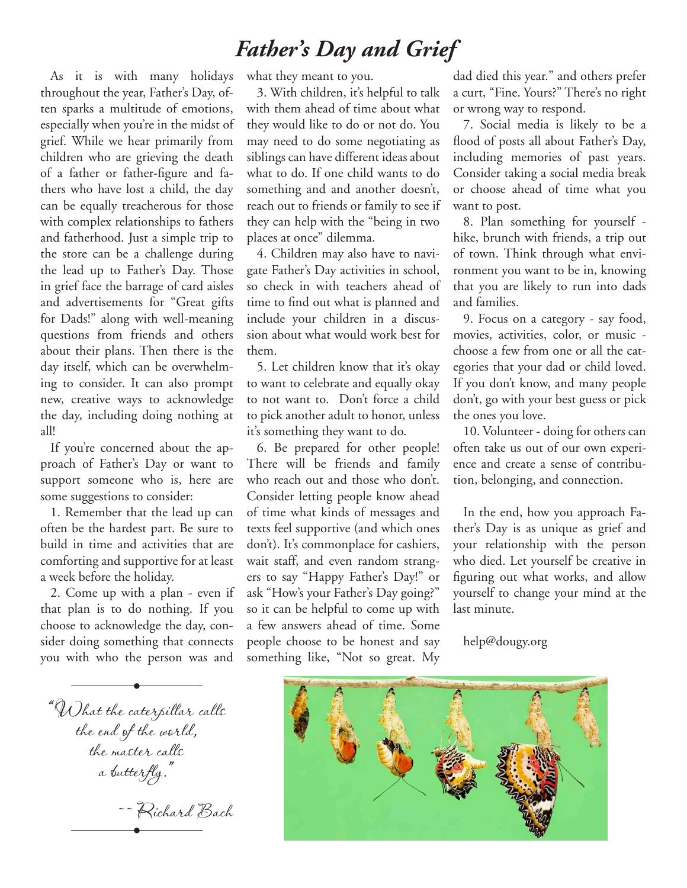# *Father's Day and Grief*

As it is with many holidays throughout the year, Father's Day, often sparks a multitude of emotions, especially when you're in the midst of grief. While we hear primarily from children who are grieving the death of a father or father-figure and fathers who have lost a child, the day can be equally treacherous for those with complex relationships to fathers and fatherhood. Just a simple trip to the store can be a challenge during the lead up to Father's Day. Those in grief face the barrage of card aisles and advertisements for "Great gifts for Dads!" along with well-meaning questions from friends and others about their plans. Then there is the day itself, which can be overwhelming to consider. It can also prompt new, creative ways to acknowledge the day, including doing nothing at all!

If you're concerned about the approach of Father's Day or want to support someone who is, here are some suggestions to consider:

1. Remember that the lead up can often be the hardest part. Be sure to build in time and activities that are comforting and supportive for at least a week before the holiday.

2. Come up with a plan - even if that plan is to do nothing. If you choose to acknowledge the day, consider doing something that connects you with who the person was and what they meant to you.

3. With children, it's helpful to talk with them ahead of time about what they would like to do or not do. You may need to do some negotiating as siblings can have different ideas about what to do. If one child wants to do something and and another doesn't, reach out to friends or family to see if they can help with the "being in two places at once" dilemma.

4. Children may also have to navigate Father's Day activities in school, so check in with teachers ahead of time to find out what is planned and include your children in a discussion about what would work best for them.

5. Let children know that it's okay to want to celebrate and equally okay to not want to. Don't force a child to pick another adult to honor, unless it's something they want to do.

6. Be prepared for other people! There will be friends and family who reach out and those who don't. Consider letting people know ahead of time what kinds of messages and texts feel supportive (and which ones don't). It's commonplace for cashiers, wait staff, and even random strangers to say "Happy Father's Day!" or ask "How's your Father's Day going?" so it can be helpful to come up with a few answers ahead of time. Some people choose to be honest and say something like, "Not so great. My dad died this year." and others prefer a curt, "Fine. Yours?" There's no right or wrong way to respond.

7. Social media is likely to be a flood of posts all about Father's Day, including memories of past years. Consider taking a social media break or choose ahead of time what you want to post.

8. Plan something for yourself - hike, brunch with friends, a trip out of town. Think through what environment you want to be in, knowing that you are likely to run into dads and families.

9. Focus on a category - say food, movies, activities, color, or music - choose a few from one or all the categories that your dad or child loved. If you don't know, and many people don't, go with your best guess or pick the ones you love.

10. Volunteer - doing for others can often take us out of our own experience and create a sense of contribution, belonging, and connection.

In the end, how you approach Father's Day is as unique as grief and your relationship with the person who died. Let yourself be creative in figuring out what works, and allow yourself to change your mind at the last minute.

help@dougy.org

*"What the caterpillar calls the end of the world, the master calls a butterfly."*

*~~ Richard Bach*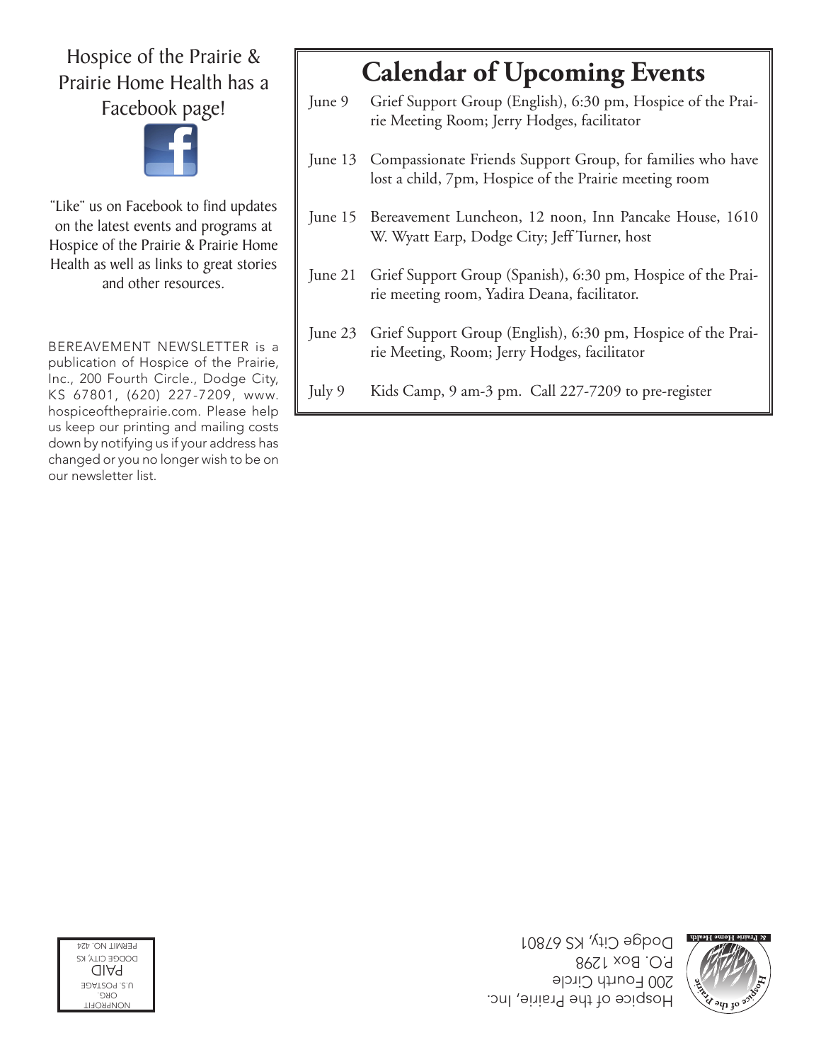Hospice of the Prairie & Prairie Home Health has a Facebook page!

"Like" us on Facebook to find updates on the latest events and programs at Hospice of the Prairie & Prairie Home Health as well as links to great stories and other resources.

BEREAVEMENT NEWSLETTER is a publication of Hospice of the Prairie, Inc., 200 Fourth Circle., Dodge City, KS 67801, (620) 227-7209, www.hospiceoftheprairie.com. Please help us keep our printing and mailing costs down by notifying us if your address has changed or you no longer wish to be on our newsletter list.

# Calendar of Upcoming Events

| | |
|---|---|
| June 9 | Grief Support Group (English), 6:30 pm, Hospice of the Prairie Meeting Room; Jerry Hodges, facilitator |
| June 13 | Compassionate Friends Support Group, for families who have lost a child, 7pm, Hospice of the Prairie meeting room |
| June 15 | Bereavement Luncheon, 12 noon, Inn Pancake House, 1610 W. Wyatt Earp, Dodge City; Jeff Turner, host |
| June 21 | Grief Support Group (Spanish), 6:30 pm, Hospice of the Prairie meeting room, Yadira Deana, facilitator. |
| June 23 | Grief Support Group (English), 6:30 pm, Hospice of the Prairie Meeting, Room; Jerry Hodges, facilitator |
| July 9 | Kids Camp, 9 am-3 pm. Call 227-7209 to pre-register |

NONPROFIT ORG.
U.S. POSTAGE
PAID
DODGE CITY, KS
PERMIT NO. 424

Hospice of the Prairie & Prairie Home Health

Hospice of the Prairie, Inc.
200 Fourth Circle
P.O. Box 1298
Dodge City, KS 67801